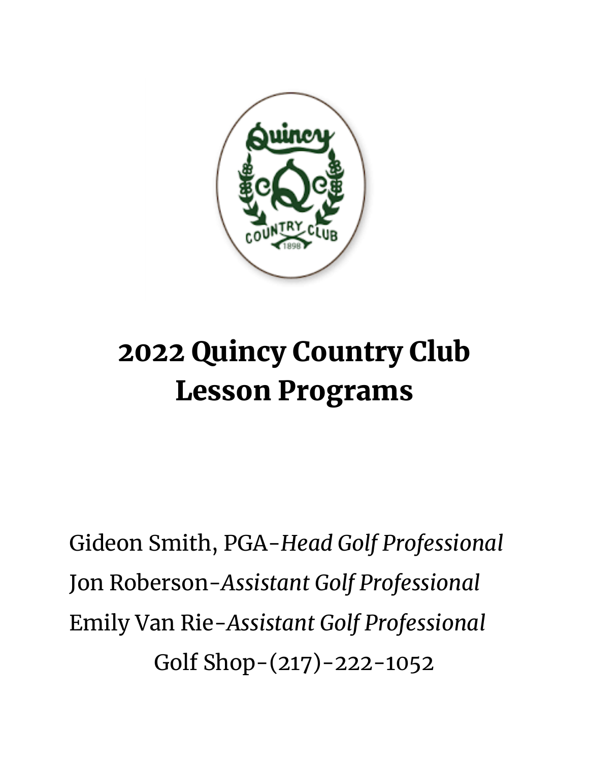# 2022 Quincy Country Club Lesson Programs

Gideon Smith, PGA-*Head Golf Professional*

Jon Roberson-*Assistant Golf Professional*

Emily Van Rie-*Assistant Golf Professional*

Golf Shop-(217)-222-1052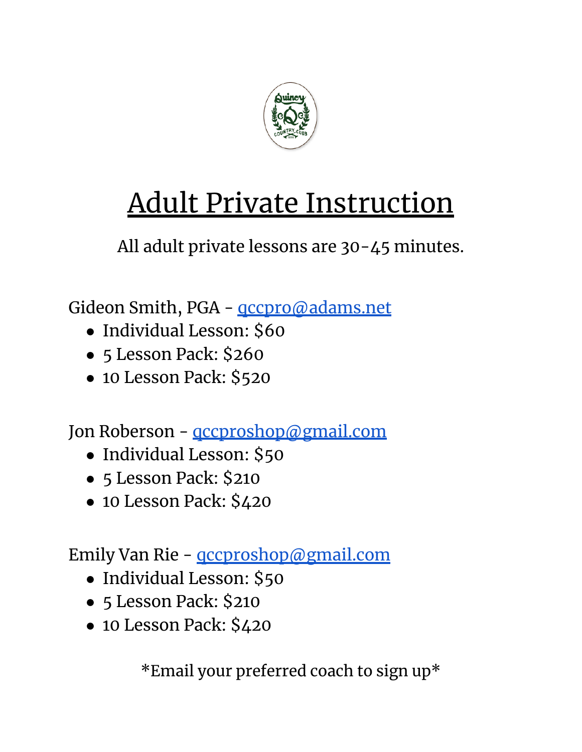# Adult Private Instruction

All adult private lessons are 30-45 minutes.

Gideon Smith, PGA - qccpro@adams.net

- Individual Lesson: $60
- 5 Lesson Pack: $260
- 10 Lesson Pack: $520

Jon Roberson - qccproshop@gmail.com

- Individual Lesson: $50
- 5 Lesson Pack: $210
- 10 Lesson Pack: $420

Emily Van Rie - qccproshop@gmail.com

- Individual Lesson: $50
- 5 Lesson Pack: $210
- 10 Lesson Pack: $420

*Email your preferred coach to sign up*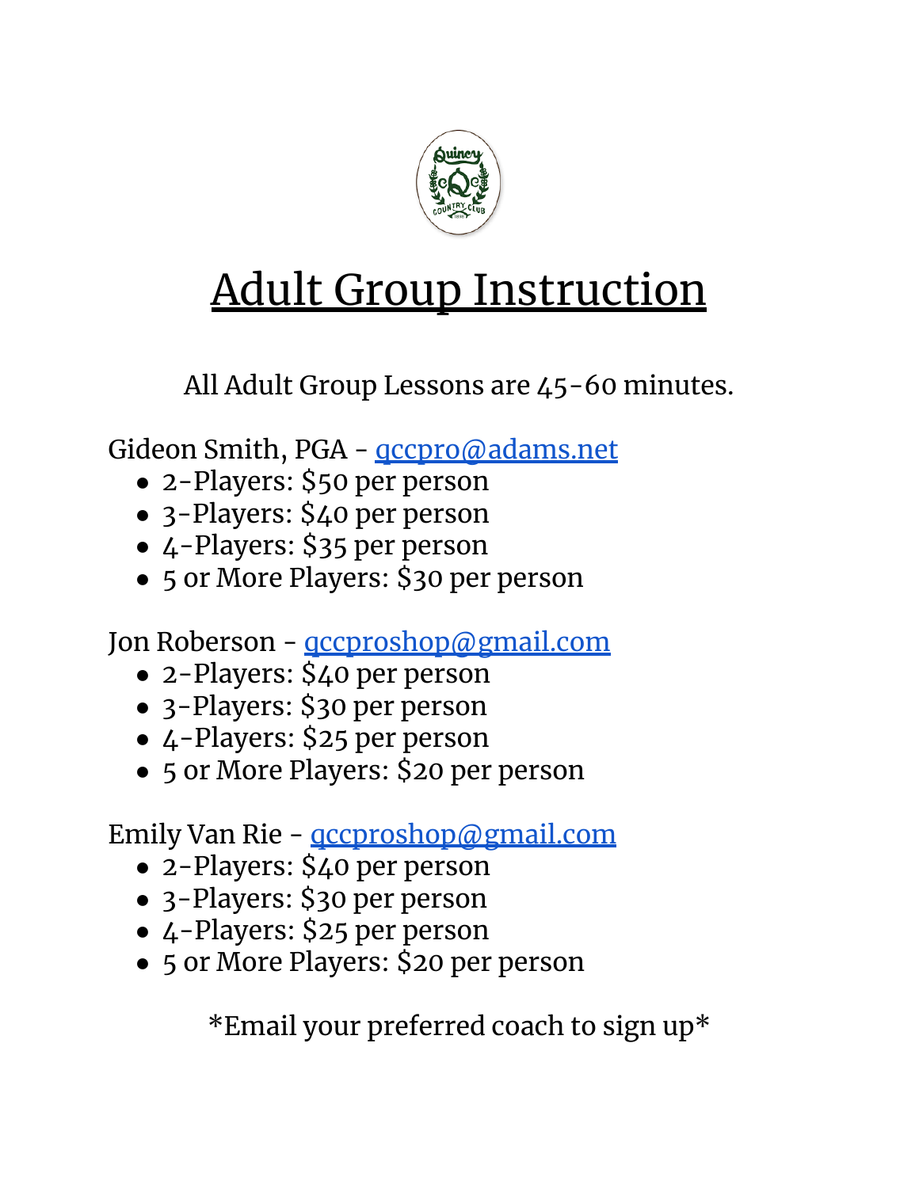# Adult Group Instruction

All Adult Group Lessons are 45-60 minutes.

Gideon Smith, PGA - qccpro@adams.net

- 2-Players: $50 per person
- 3-Players: $40 per person
- 4-Players: $35 per person
- 5 or More Players: $30 per person

Jon Roberson - qccproshop@gmail.com

- 2-Players: $40 per person
- 3-Players: $30 per person
- 4-Players: $25 per person
- 5 or More Players: $20 per person

Emily Van Rie - qccproshop@gmail.com

- 2-Players: $40 per person
- 3-Players: $30 per person
- 4-Players: $25 per person
- 5 or More Players: $20 per person

*Email your preferred coach to sign up*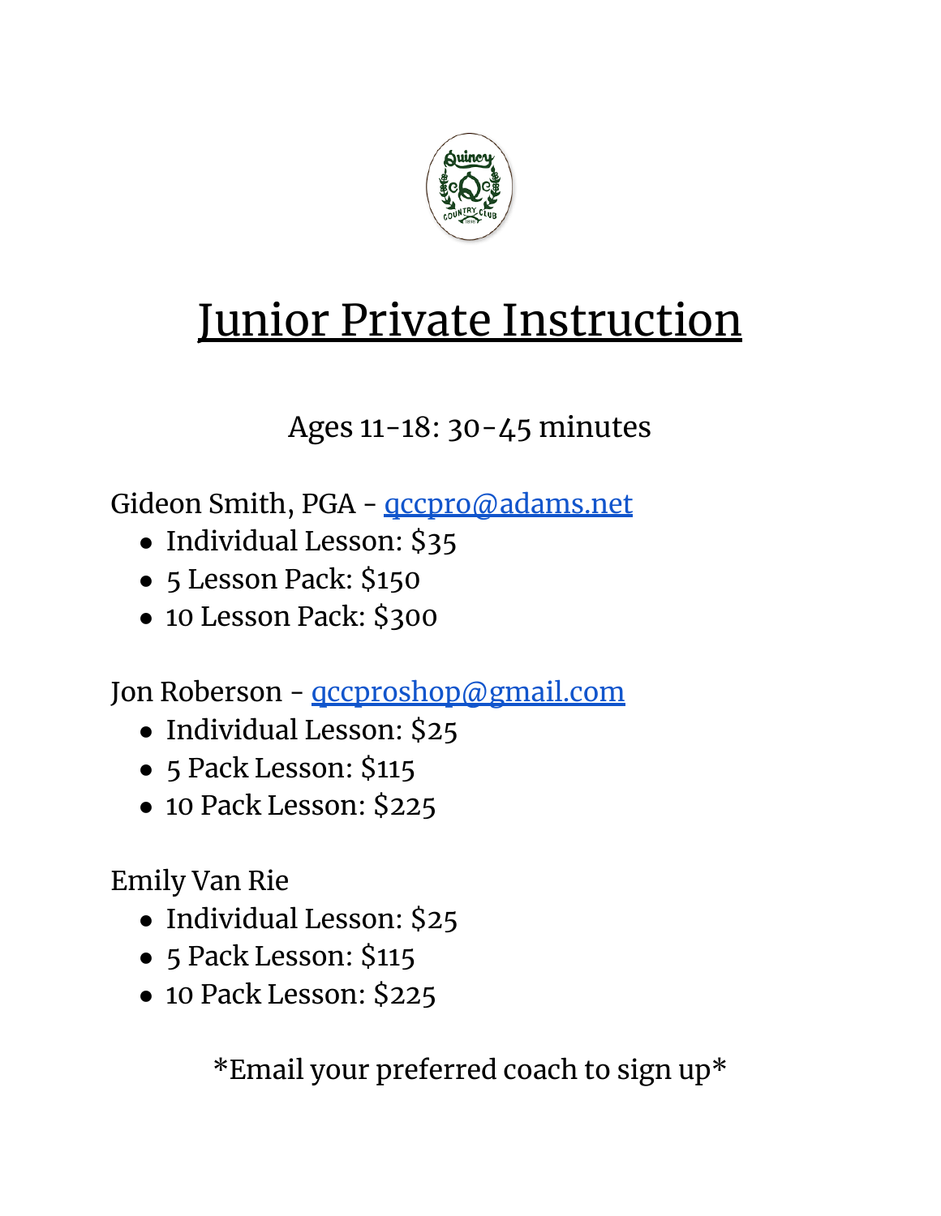# Junior Private Instruction

Ages 11-18: 30-45 minutes

Gideon Smith, PGA - qccpro@adams.net

- Individual Lesson: $35
- 5 Lesson Pack: $150
- 10 Lesson Pack: $300

Jon Roberson - qccproshop@gmail.com

- Individual Lesson: $25
- 5 Pack Lesson: $115
- 10 Pack Lesson: $225

Emily Van Rie

- Individual Lesson: $25
- 5 Pack Lesson: $115
- 10 Pack Lesson: $225

*Email your preferred coach to sign up*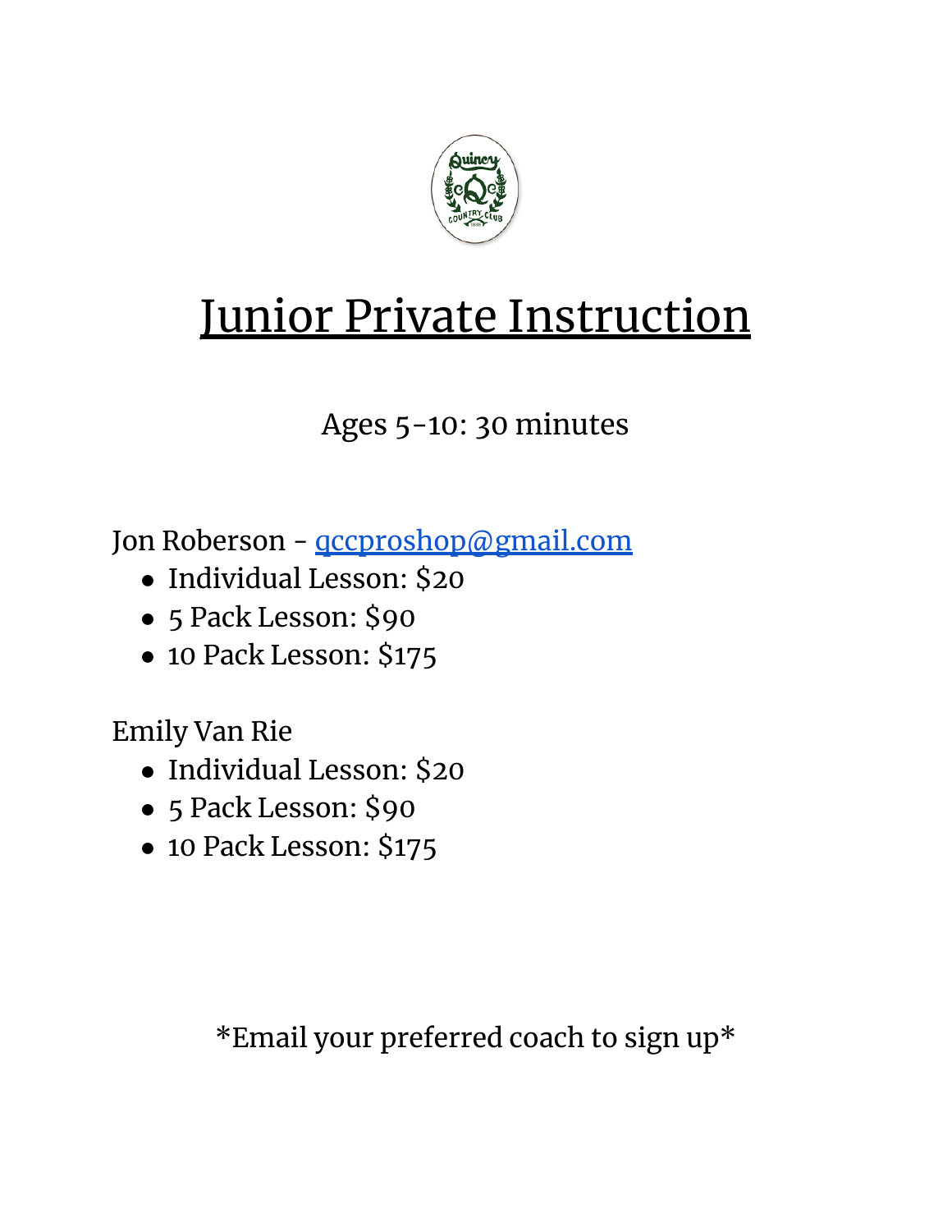# Junior Private Instruction

Ages 5-10: 30 minutes

Jon Roberson - qccproshop@gmail.com

- Individual Lesson: $20
- 5 Pack Lesson: $90
- 10 Pack Lesson: $175

Emily Van Rie

- Individual Lesson: $20
- 5 Pack Lesson: $90
- 10 Pack Lesson: $175

*Email your preferred coach to sign up*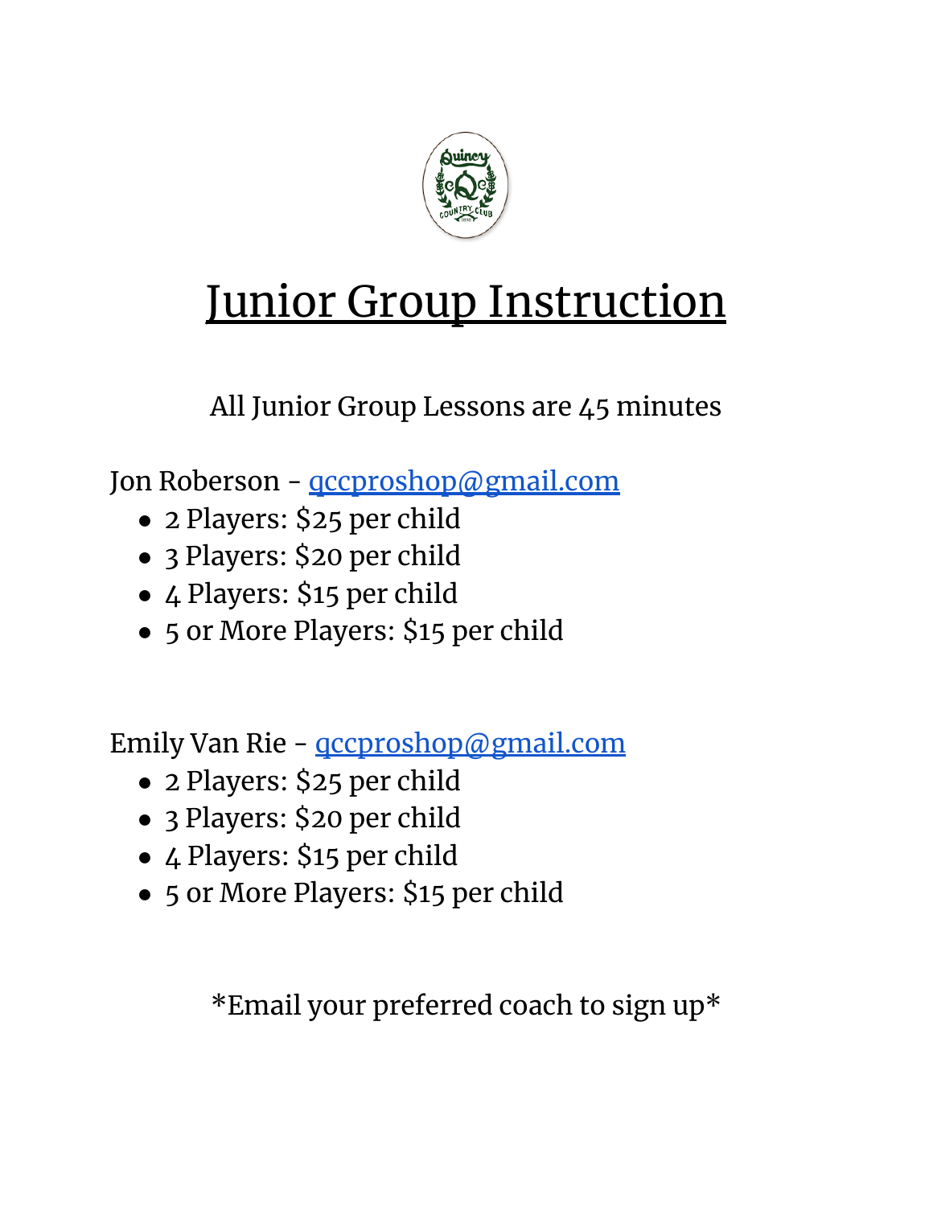# Junior Group Instruction

All Junior Group Lessons are 45 minutes

Jon Roberson - qccproshop@gmail.com

- 2 Players: $25 per child
- 3 Players: $20 per child
- 4 Players: $15 per child
- 5 or More Players: $15 per child

Emily Van Rie - qccproshop@gmail.com

- 2 Players: $25 per child
- 3 Players: $20 per child
- 4 Players: $15 per child
- 5 or More Players: $15 per child

*Email your preferred coach to sign up*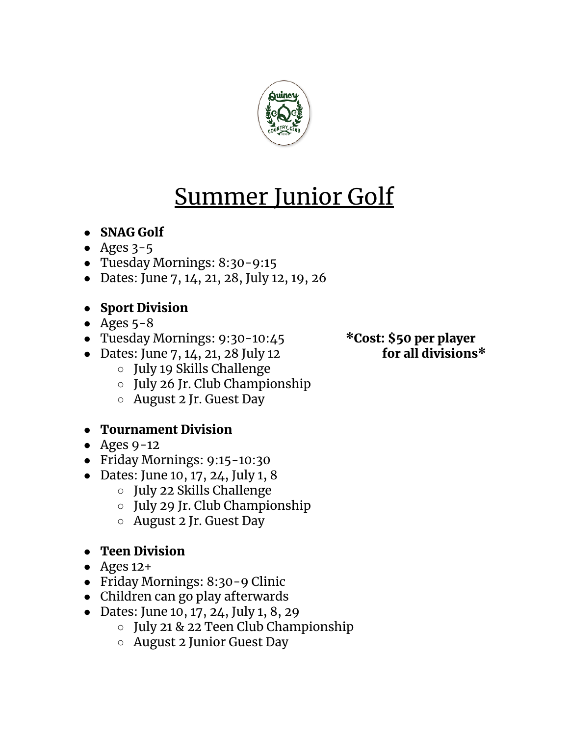# Summer Junior Golf

- **SNAG Golf**
- Ages 3-5
- Tuesday Mornings: 8:30-9:15
- Dates: June 7, 14, 21, 28, July 12, 19, 26

- **Sport Division**
- Ages 5-8
- Tuesday Mornings: 9:30-10:45
- Dates: June 7, 14, 21, 28 July 12
  - July 19 Skills Challenge
  - July 26 Jr. Club Championship
  - August 2 Jr. Guest Day

**\*Cost: $50 per player for all divisions\***

- **Tournament Division**
- Ages 9-12
- Friday Mornings: 9:15-10:30
- Dates: June 10, 17, 24, July 1, 8
  - July 22 Skills Challenge
  - July 29 Jr. Club Championship
  - August 2 Jr. Guest Day

- **Teen Division**
- Ages 12+
- Friday Mornings: 8:30-9 Clinic
- Children can go play afterwards
- Dates: June 10, 17, 24, July 1, 8, 29
  - July 21 & 22 Teen Club Championship
  - August 2 Junior Guest Day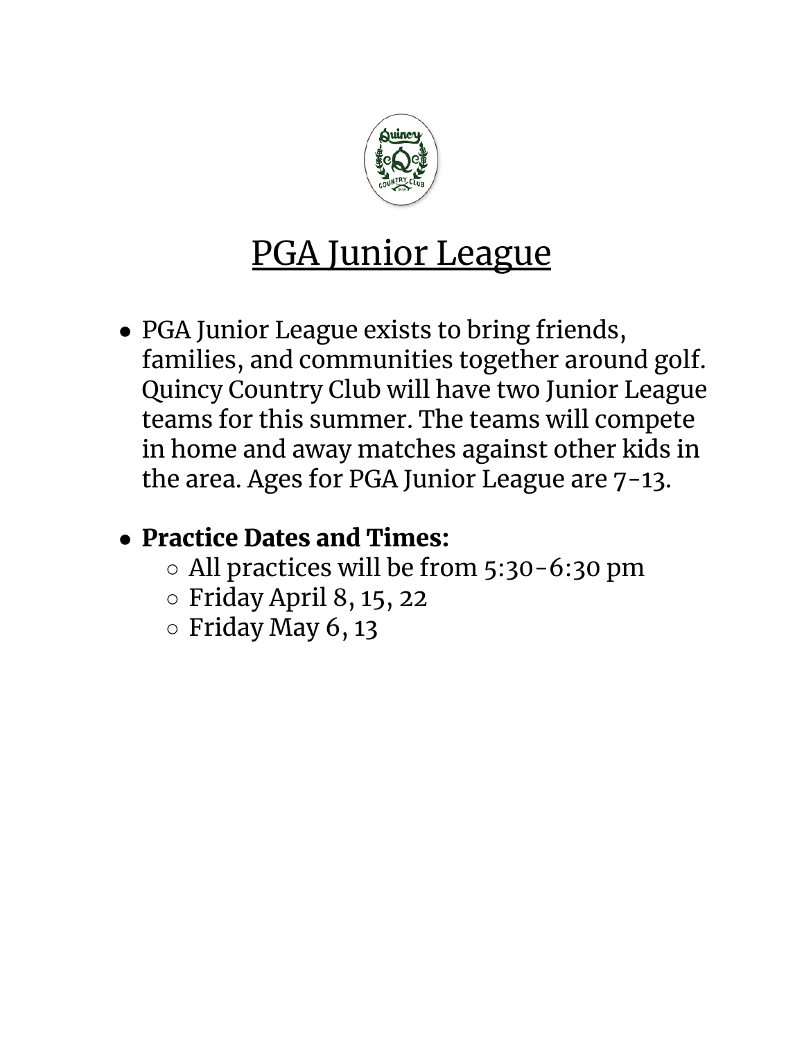# PGA Junior League

- PGA Junior League exists to bring friends, families, and communities together around golf. Quincy Country Club will have two Junior League teams for this summer. The teams will compete in home and away matches against other kids in the area. Ages for PGA Junior League are 7-13.

- **Practice Dates and Times:**
  - All practices will be from 5:30-6:30 pm
  - Friday April 8, 15, 22
  - Friday May 6, 13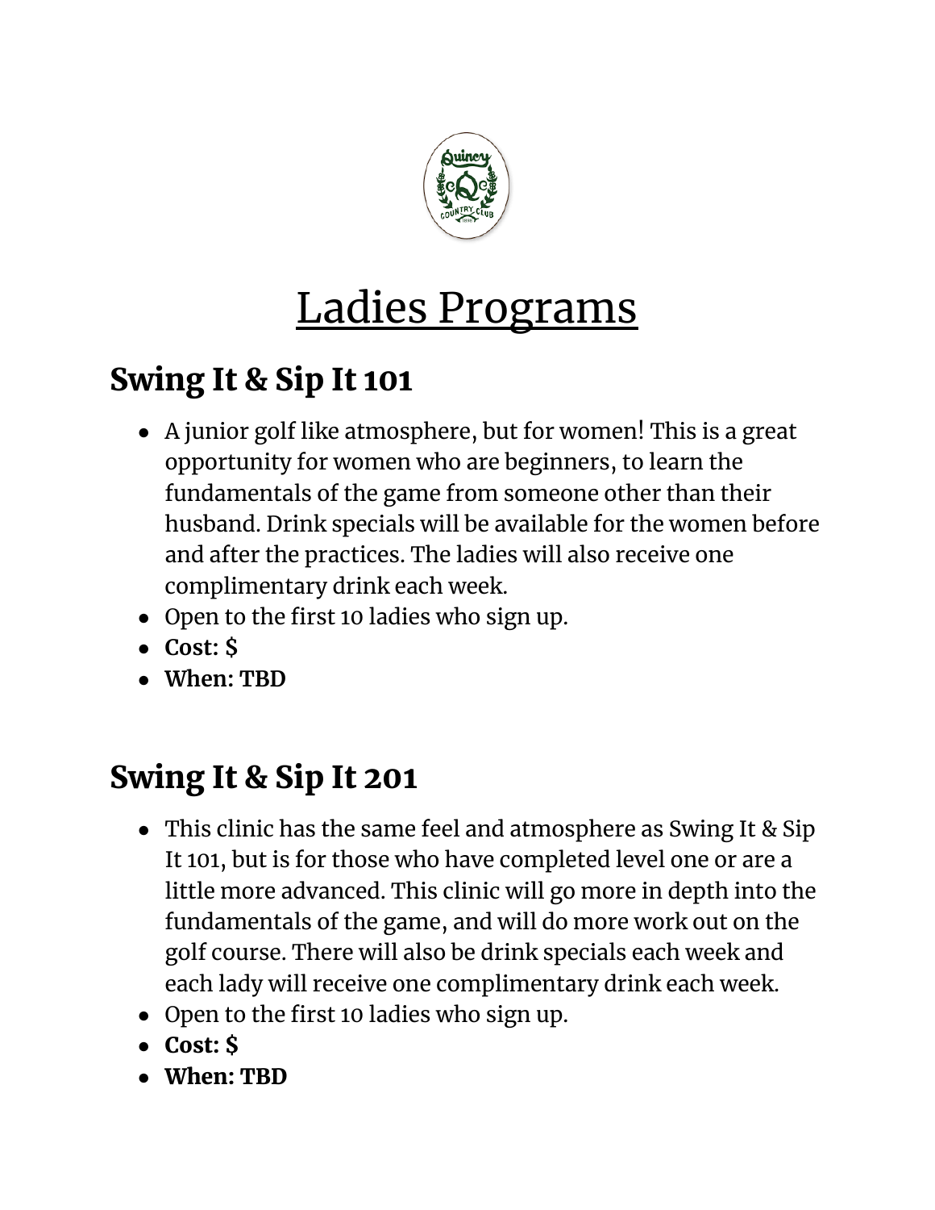# Ladies Programs

## Swing It & Sip It 101

- A junior golf like atmosphere, but for women! This is a great opportunity for women who are beginners, to learn the fundamentals of the game from someone other than their husband. Drink specials will be available for the women before and after the practices. The ladies will also receive one complimentary drink each week.
- Open to the first 10 ladies who sign up.
- **Cost: $**
- **When: TBD**

## Swing It & Sip It 201

- This clinic has the same feel and atmosphere as Swing It & Sip It 101, but is for those who have completed level one or are a little more advanced. This clinic will go more in depth into the fundamentals of the game, and will do more work out on the golf course. There will also be drink specials each week and each lady will receive one complimentary drink each week.
- Open to the first 10 ladies who sign up.
- **Cost: $**
- **When: TBD**